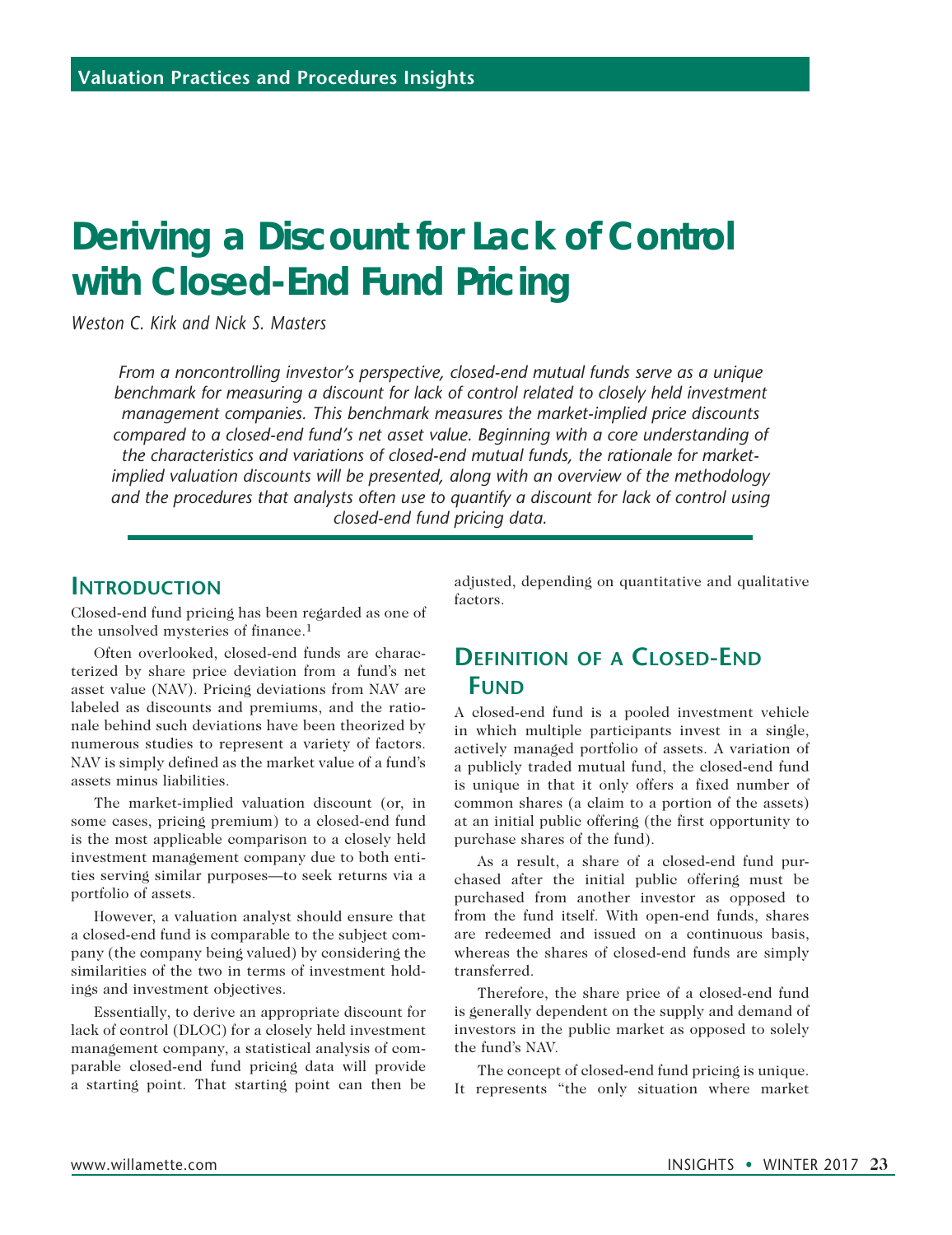# Deriving a Discount for Lack of Control with Closed-End Fund Pricing

*Weston C. Kirk and Nick S. Masters*

*From a noncontrolling investor's perspective, closed-end mutual funds serve as a unique benchmark for measuring a discount for lack of control related to closely held investment management companies. This benchmark measures the market-implied price discounts compared to a closed-end fund's net asset value. Beginning with a core understanding of the characteristics and variations of closed-end mutual funds, the rationale for market-implied valuation discounts will be presented, along with an overview of the methodology and the procedures that analysts often use to quantify a discount for lack of control using closed-end fund pricing data.*

## Introduction

Closed-end fund pricing has been regarded as one of the unsolved mysteries of finance.[1]

Often overlooked, closed-end funds are characterized by share price deviation from a fund's net asset value (NAV). Pricing deviations from NAV are labeled as discounts and premiums, and the rationale behind such deviations have been theorized by numerous studies to represent a variety of factors. NAV is simply defined as the market value of a fund's assets minus liabilities.

The market-implied valuation discount (or, in some cases, pricing premium) to a closed-end fund is the most applicable comparison to a closely held investment management company due to both entities serving similar purposes—to seek returns via a portfolio of assets.

However, a valuation analyst should ensure that a closed-end fund is comparable to the subject company (the company being valued) by considering the similarities of the two in terms of investment holdings and investment objectives.

Essentially, to derive an appropriate discount for lack of control (DLOC) for a closely held investment management company, a statistical analysis of comparable closed-end fund pricing data will provide a starting point. That starting point can then be adjusted, depending on quantitative and qualitative factors.

## Definition of a Closed-End Fund

A closed-end fund is a pooled investment vehicle in which multiple participants invest in a single, actively managed portfolio of assets. A variation of a publicly traded mutual fund, the closed-end fund is unique in that it only offers a fixed number of common shares (a claim to a portion of the assets) at an initial public offering (the first opportunity to purchase shares of the fund).

As a result, a share of a closed-end fund purchased after the initial public offering must be purchased from another investor as opposed to from the fund itself. With open-end funds, shares are redeemed and issued on a continuous basis, whereas the shares of closed-end funds are simply transferred.

Therefore, the share price of a closed-end fund is generally dependent on the supply and demand of investors in the public market as opposed to solely the fund's NAV.

The concept of closed-end fund pricing is unique. It represents "the only situation where market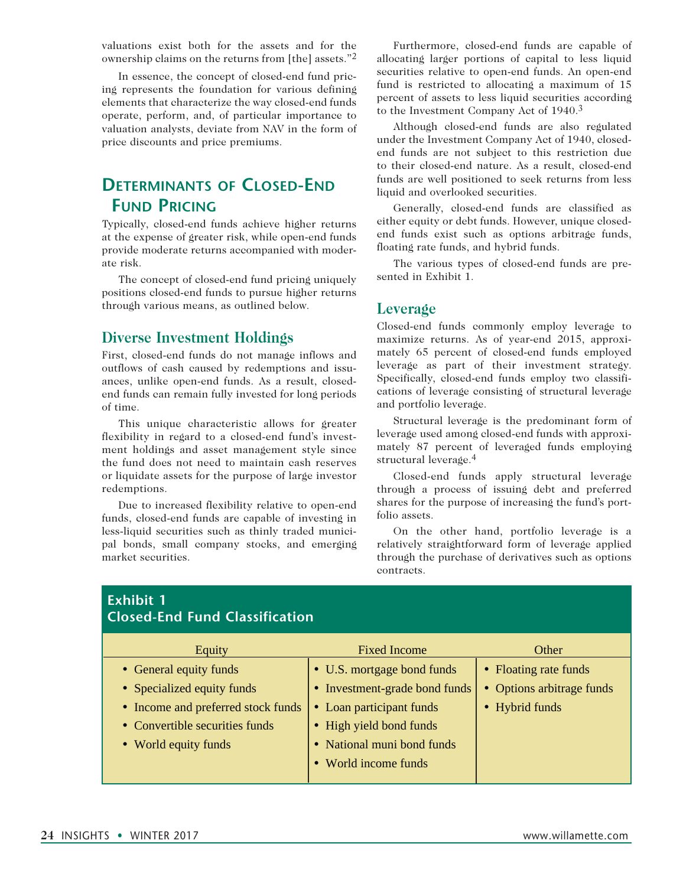valuations exist both for the assets and for the ownership claims on the returns from [the] assets."[2]

In essence, the concept of closed-end fund pricing represents the foundation for various defining elements that characterize the way closed-end funds operate, perform, and, of particular importance to valuation analysts, deviate from NAV in the form of price discounts and price premiums.

## Determinants of Closed-End Fund Pricing

Typically, closed-end funds achieve higher returns at the expense of greater risk, while open-end funds provide moderate returns accompanied with moderate risk.

The concept of closed-end fund pricing uniquely positions closed-end funds to pursue higher returns through various means, as outlined below.

### Diverse Investment Holdings

First, closed-end funds do not manage inflows and outflows of cash caused by redemptions and issuances, unlike open-end funds. As a result, closed-end funds can remain fully invested for long periods of time.

This unique characteristic allows for greater flexibility in regard to a closed-end fund's investment holdings and asset management style since the fund does not need to maintain cash reserves or liquidate assets for the purpose of large investor redemptions.

Due to increased flexibility relative to open-end funds, closed-end funds are capable of investing in less-liquid securities such as thinly traded municipal bonds, small company stocks, and emerging market securities.

Furthermore, closed-end funds are capable of allocating larger portions of capital to less liquid securities relative to open-end funds. An open-end fund is restricted to allocating a maximum of 15 percent of assets to less liquid securities according to the Investment Company Act of 1940.[3]

Although closed-end funds are also regulated under the Investment Company Act of 1940, closed-end funds are not subject to this restriction due to their closed-end nature. As a result, closed-end funds are well positioned to seek returns from less liquid and overlooked securities.

Generally, closed-end funds are classified as either equity or debt funds. However, unique closed-end funds exist such as options arbitrage funds, floating rate funds, and hybrid funds.

The various types of closed-end funds are presented in Exhibit 1.

### Leverage

Closed-end funds commonly employ leverage to maximize returns. As of year-end 2015, approximately 65 percent of closed-end funds employed leverage as part of their investment strategy. Specifically, closed-end funds employ two classifications of leverage consisting of structural leverage and portfolio leverage.

Structural leverage is the predominant form of leverage used among closed-end funds with approximately 87 percent of leveraged funds employing structural leverage.[4]

Closed-end funds apply structural leverage through a process of issuing debt and preferred shares for the purpose of increasing the fund's portfolio assets.

On the other hand, portfolio leverage is a relatively straightforward form of leverage applied through the purchase of derivatives such as options contracts.

**Exhibit 1**
**Closed-End Fund Classification**

| Equity | Fixed Income | Other |
|---|---|---|
| • General equity funds | • U.S. mortgage bond funds | • Floating rate funds |
| • Specialized equity funds | • Investment-grade bond funds | • Options arbitrage funds |
| • Income and preferred stock funds | • Loan participant funds | • Hybrid funds |
| • Convertible securities funds | • High yield bond funds | |
| • World equity funds | • National muni bond funds | |
| | • World income funds | |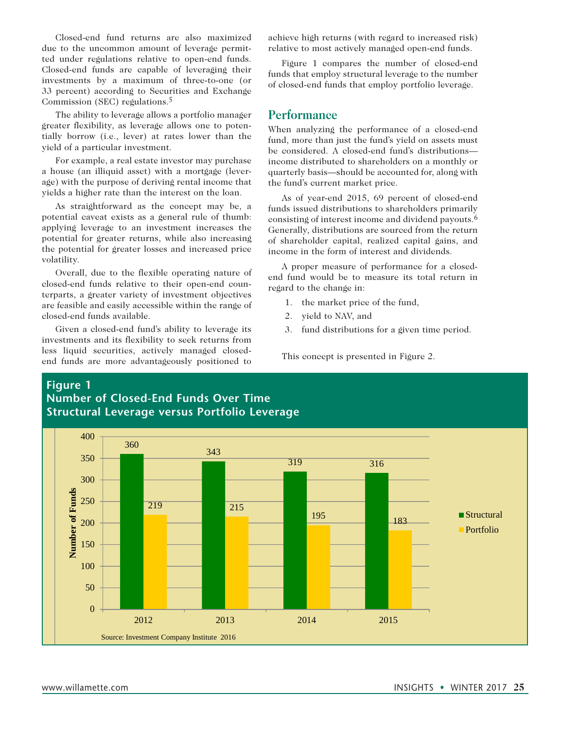Closed-end fund returns are also maximized due to the uncommon amount of leverage permitted under regulations relative to open-end funds. Closed-end funds are capable of leveraging their investments by a maximum of three-to-one (or 33 percent) according to Securities and Exchange Commission (SEC) regulations.[5]

The ability to leverage allows a portfolio manager greater flexibility, as leverage allows one to potentially borrow (i.e., lever) at rates lower than the yield of a particular investment.

For example, a real estate investor may purchase a house (an illiquid asset) with a mortgage (leverage) with the purpose of deriving rental income that yields a higher rate than the interest on the loan.

As straightforward as the concept may be, a potential caveat exists as a general rule of thumb: applying leverage to an investment increases the potential for greater returns, while also increasing the potential for greater losses and increased price volatility.

Overall, due to the flexible operating nature of closed-end funds relative to their open-end counterparts, a greater variety of investment objectives are feasible and easily accessible within the range of closed-end funds available.

Given a closed-end fund's ability to leverage its investments and its flexibility to seek returns from less liquid securities, actively managed closed-end funds are more advantageously positioned to achieve high returns (with regard to increased risk) relative to most actively managed open-end funds.

Figure 1 compares the number of closed-end funds that employ structural leverage to the number of closed-end funds that employ portfolio leverage.

## Performance

When analyzing the performance of a closed-end fund, more than just the fund's yield on assets must be considered. A closed-end fund's distributions—income distributed to shareholders on a monthly or quarterly basis—should be accounted for, along with the fund's current market price.

As of year-end 2015, 69 percent of closed-end funds issued distributions to shareholders primarily consisting of interest income and dividend payouts.[6] Generally, distributions are sourced from the return of shareholder capital, realized capital gains, and income in the form of interest and dividends.

A proper measure of performance for a closed-end fund would be to measure its total return in regard to the change in:

1. the market price of the fund,
2. yield to NAV, and
3. fund distributions for a given time period.

This concept is presented in Figure 2.

**Figure 1**
**Number of Closed-End Funds Over Time**
**Structural Leverage versus Portfolio Leverage**

| Year | Structural | Portfolio |
|---|---|---|
| 2012 | 360 | 219 |
| 2013 | 343 | 215 |
| 2014 | 319 | 195 |
| 2015 | 316 | 183 |

Source: Investment Company Institute 2016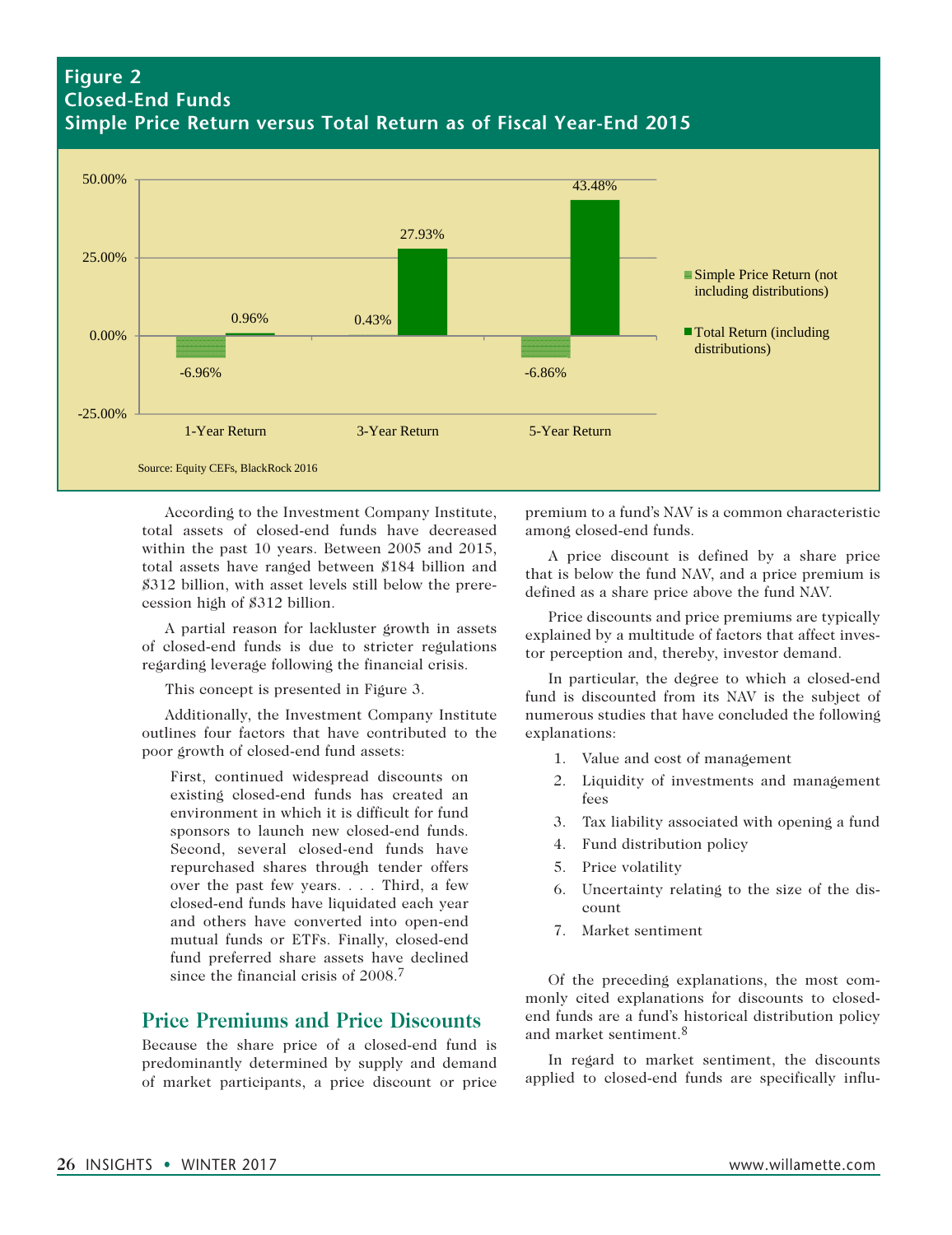**Figure 2**
**Closed-End Funds**
**Simple Price Return versus Total Return as of Fiscal Year-End 2015**

| | Simple Price Return (not including distributions) | Total Return (including distributions) |
|---|---|---|
| 1-Year Return | -6.96% | 0.96% |
| 3-Year Return | 0.43% | 27.93% |
| 5-Year Return | -6.86% | 43.48% |

Source: Equity CEFs, BlackRock 2016

According to the Investment Company Institute, total assets of closed-end funds have decreased within the past 10 years. Between 2005 and 2015, total assets have ranged between $184 billion and $312 billion, with asset levels still below the prerecession high of $312 billion.

A partial reason for lackluster growth in assets of closed-end funds is due to stricter regulations regarding leverage following the financial crisis.

This concept is presented in Figure 3.

Additionally, the Investment Company Institute outlines four factors that have contributed to the poor growth of closed-end fund assets:

> First, continued widespread discounts on existing closed-end funds has created an environment in which it is difficult for fund sponsors to launch new closed-end funds. Second, several closed-end funds have repurchased shares through tender offers over the past few years. . . . Third, a few closed-end funds have liquidated each year and others have converted into open-end mutual funds or ETFs. Finally, closed-end fund preferred share assets have declined since the financial crisis of 2008.[7]

## Price Premiums and Price Discounts

Because the share price of a closed-end fund is predominantly determined by supply and demand of market participants, a price discount or price premium to a fund's NAV is a common characteristic among closed-end funds.

A price discount is defined by a share price that is below the fund NAV, and a price premium is defined as a share price above the fund NAV.

Price discounts and price premiums are typically explained by a multitude of factors that affect investor perception and, thereby, investor demand.

In particular, the degree to which a closed-end fund is discounted from its NAV is the subject of numerous studies that have concluded the following explanations:

1. Value and cost of management
2. Liquidity of investments and management fees
3. Tax liability associated with opening a fund
4. Fund distribution policy
5. Price volatility
6. Uncertainty relating to the size of the discount
7. Market sentiment

Of the preceding explanations, the most commonly cited explanations for discounts to closed-end funds are a fund's historical distribution policy and market sentiment.[8]

In regard to market sentiment, the discounts applied to closed-end funds are specifically influ-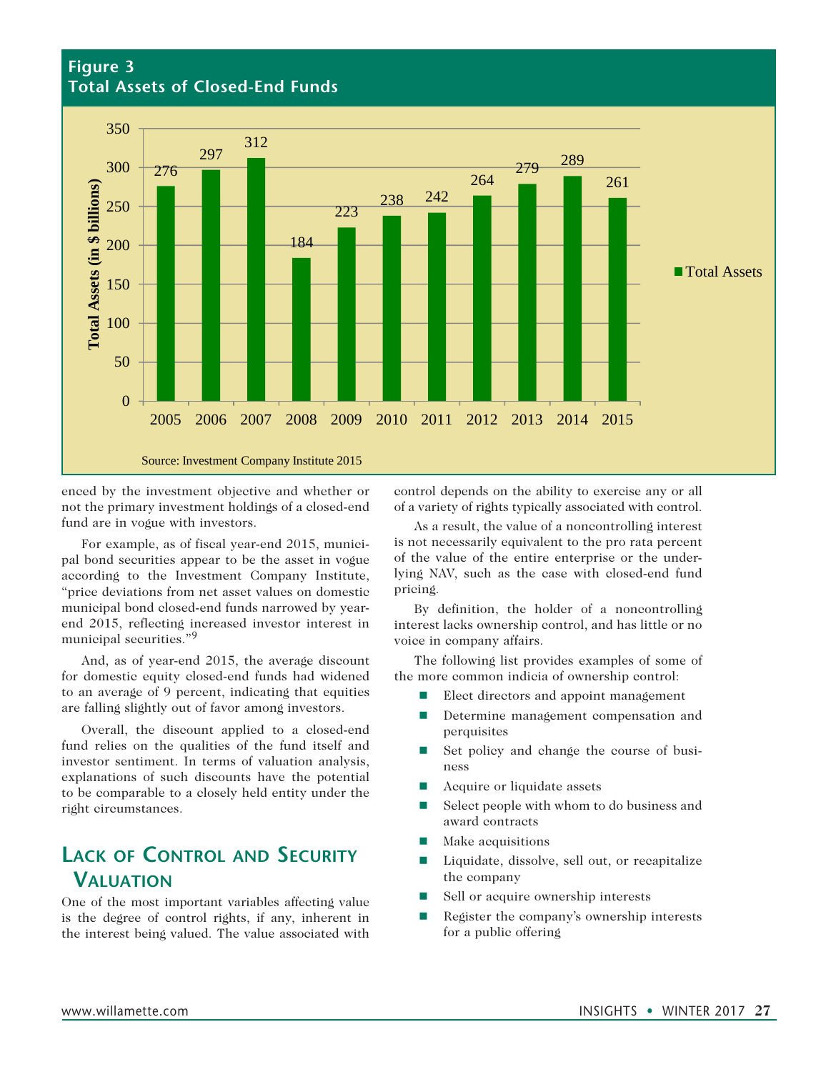**Figure 3**
**Total Assets of Closed-End Funds**

| Year | Total Assets (in $ billions) |
|---|---|
| 2005 | 276 |
| 2006 | 297 |
| 2007 | 312 |
| 2008 | 184 |
| 2009 | 223 |
| 2010 | 238 |
| 2011 | 242 |
| 2012 | 264 |
| 2013 | 279 |
| 2014 | 289 |
| 2015 | 261 |

Source: Investment Company Institute 2015

enced by the investment objective and whether or not the primary investment holdings of a closed-end fund are in vogue with investors.

For example, as of fiscal year-end 2015, municipal bond securities appear to be the asset in vogue according to the Investment Company Institute, "price deviations from net asset values on domestic municipal bond closed-end funds narrowed by year-end 2015, reflecting increased investor interest in municipal securities."[9]

And, as of year-end 2015, the average discount for domestic equity closed-end funds had widened to an average of 9 percent, indicating that equities are falling slightly out of favor among investors.

Overall, the discount applied to a closed-end fund relies on the qualities of the fund itself and investor sentiment. In terms of valuation analysis, explanations of such discounts have the potential to be comparable to a closely held entity under the right circumstances.

## Lack of Control and Security Valuation

One of the most important variables affecting value is the degree of control rights, if any, inherent in the interest being valued. The value associated with control depends on the ability to exercise any or all of a variety of rights typically associated with control.

As a result, the value of a noncontrolling interest is not necessarily equivalent to the pro rata percent of the value of the entire enterprise or the underlying NAV, such as the case with closed-end fund pricing.

By definition, the holder of a noncontrolling interest lacks ownership control, and has little or no voice in company affairs.

The following list provides examples of some of the more common indicia of ownership control:

- Elect directors and appoint management
- Determine management compensation and perquisites
- Set policy and change the course of business
- Acquire or liquidate assets
- Select people with whom to do business and award contracts
- Make acquisitions
- Liquidate, dissolve, sell out, or recapitalize the company
- Sell or acquire ownership interests
- Register the company's ownership interests for a public offering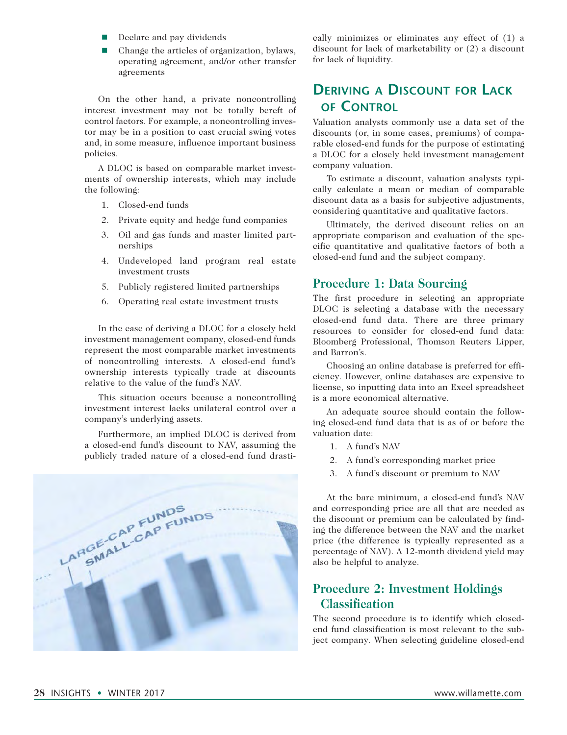- Declare and pay dividends
- Change the articles of organization, bylaws, operating agreement, and/or other transfer agreements

On the other hand, a private noncontrolling interest investment may not be totally bereft of control factors. For example, a noncontrolling investor may be in a position to cast crucial swing votes and, in some measure, influence important business policies.

A DLOC is based on comparable market investments of ownership interests, which may include the following:

1. Closed-end funds
2. Private equity and hedge fund companies
3. Oil and gas funds and master limited partnerships
4. Undeveloped land program real estate investment trusts
5. Publicly registered limited partnerships
6. Operating real estate investment trusts

In the case of deriving a DLOC for a closely held investment management company, closed-end funds represent the most comparable market investments of noncontrolling interests. A closed-end fund's ownership interests typically trade at discounts relative to the value of the fund's NAV.

This situation occurs because a noncontrolling investment interest lacks unilateral control over a company's underlying assets.

Furthermore, an implied DLOC is derived from a closed-end fund's discount to NAV, assuming the publicly traded nature of a closed-end fund drastically minimizes or eliminates any effect of (1) a discount for lack of marketability or (2) a discount for lack of liquidity.

## Deriving a Discount for Lack of Control

Valuation analysts commonly use a data set of the discounts (or, in some cases, premiums) of comparable closed-end funds for the purpose of estimating a DLOC for a closely held investment management company valuation.

To estimate a discount, valuation analysts typically calculate a mean or median of comparable discount data as a basis for subjective adjustments, considering quantitative and qualitative factors.

Ultimately, the derived discount relies on an appropriate comparison and evaluation of the specific quantitative and qualitative factors of both a closed-end fund and the subject company.

### Procedure 1: Data Sourcing

The first procedure in selecting an appropriate DLOC is selecting a database with the necessary closed-end fund data. There are three primary resources to consider for closed-end fund data: Bloomberg Professional, Thomson Reuters Lipper, and Barron's.

Choosing an online database is preferred for efficiency. However, online databases are expensive to license, so inputting data into an Excel spreadsheet is a more economical alternative.

An adequate source should contain the following closed-end fund data that is as of or before the valuation date:

1. A fund's NAV
2. A fund's corresponding market price
3. A fund's discount or premium to NAV

At the bare minimum, a closed-end fund's NAV and corresponding price are all that are needed as the discount or premium can be calculated by finding the difference between the NAV and the market price (the difference is typically represented as a percentage of NAV). A 12-month dividend yield may also be helpful to analyze.

### Procedure 2: Investment Holdings Classification

The second procedure is to identify which closed-end fund classification is most relevant to the subject company. When selecting guideline closed-end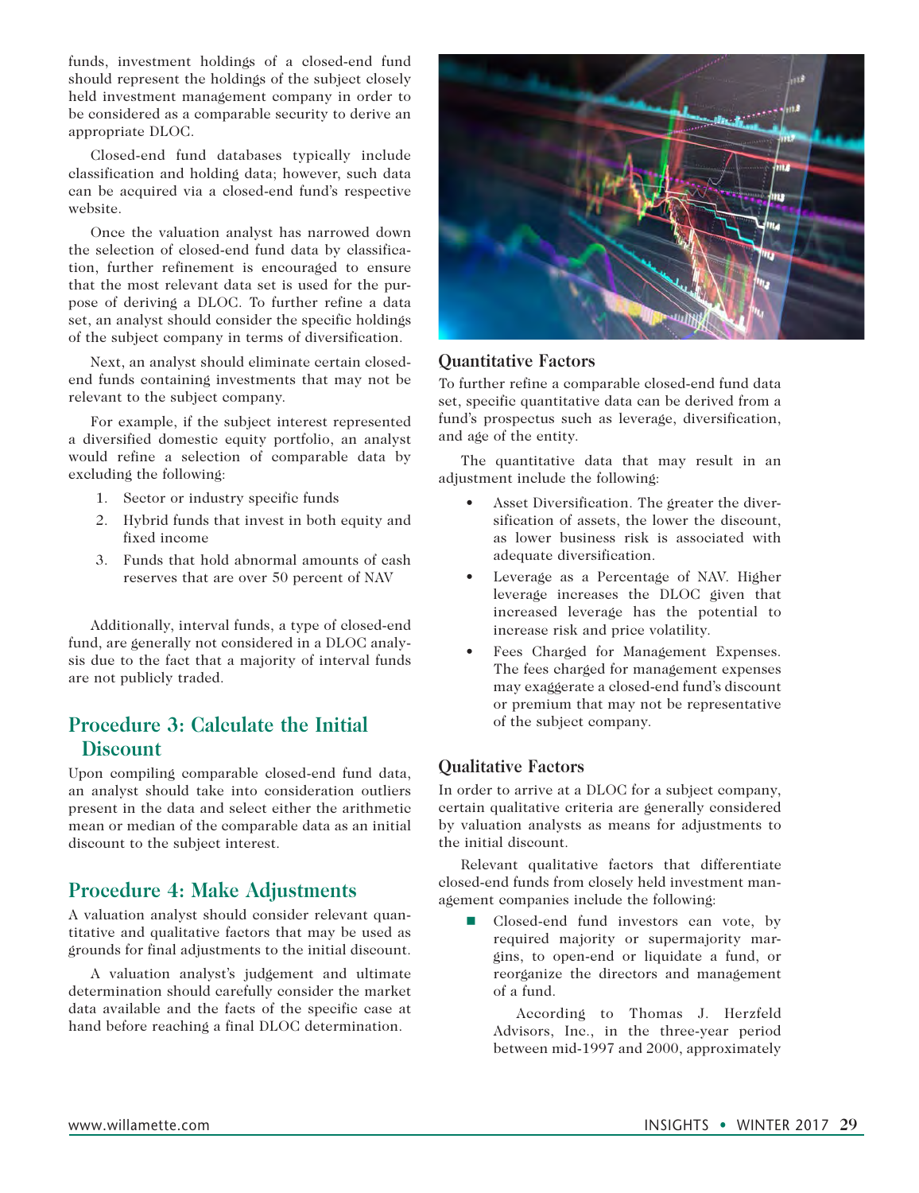funds, investment holdings of a closed-end fund should represent the holdings of the subject closely held investment management company in order to be considered as a comparable security to derive an appropriate DLOC.

Closed-end fund databases typically include classification and holding data; however, such data can be acquired via a closed-end fund's respective website.

Once the valuation analyst has narrowed down the selection of closed-end fund data by classification, further refinement is encouraged to ensure that the most relevant data set is used for the purpose of deriving a DLOC. To further refine a data set, an analyst should consider the specific holdings of the subject company in terms of diversification.

Next, an analyst should eliminate certain closed-end funds containing investments that may not be relevant to the subject company.

For example, if the subject interest represented a diversified domestic equity portfolio, an analyst would refine a selection of comparable data by excluding the following:

1. Sector or industry specific funds
2. Hybrid funds that invest in both equity and fixed income
3. Funds that hold abnormal amounts of cash reserves that are over 50 percent of NAV

Additionally, interval funds, a type of closed-end fund, are generally not considered in a DLOC analysis due to the fact that a majority of interval funds are not publicly traded.

## Procedure 3: Calculate the Initial Discount

Upon compiling comparable closed-end fund data, an analyst should take into consideration outliers present in the data and select either the arithmetic mean or median of the comparable data as an initial discount to the subject interest.

## Procedure 4: Make Adjustments

A valuation analyst should consider relevant quantitative and qualitative factors that may be used as grounds for final adjustments to the initial discount.

A valuation analyst's judgement and ultimate determination should carefully consider the market data available and the facts of the specific case at hand before reaching a final DLOC determination.

### Quantitative Factors

To further refine a comparable closed-end fund data set, specific quantitative data can be derived from a fund's prospectus such as leverage, diversification, and age of the entity.

The quantitative data that may result in an adjustment include the following:

- Asset Diversification. The greater the diversification of assets, the lower the discount, as lower business risk is associated with adequate diversification.
- Leverage as a Percentage of NAV. Higher leverage increases the DLOC given that increased leverage has the potential to increase risk and price volatility.
- Fees Charged for Management Expenses. The fees charged for management expenses may exaggerate a closed-end fund's discount or premium that may not be representative of the subject company.

### Qualitative Factors

In order to arrive at a DLOC for a subject company, certain qualitative criteria are generally considered by valuation analysts as means for adjustments to the initial discount.

Relevant qualitative factors that differentiate closed-end funds from closely held investment management companies include the following:

- Closed-end fund investors can vote, by required majority or supermajority margins, to open-end or liquidate a fund, or reorganize the directors and management of a fund.

  According to Thomas J. Herzfeld Advisors, Inc., in the three-year period between mid-1997 and 2000, approximately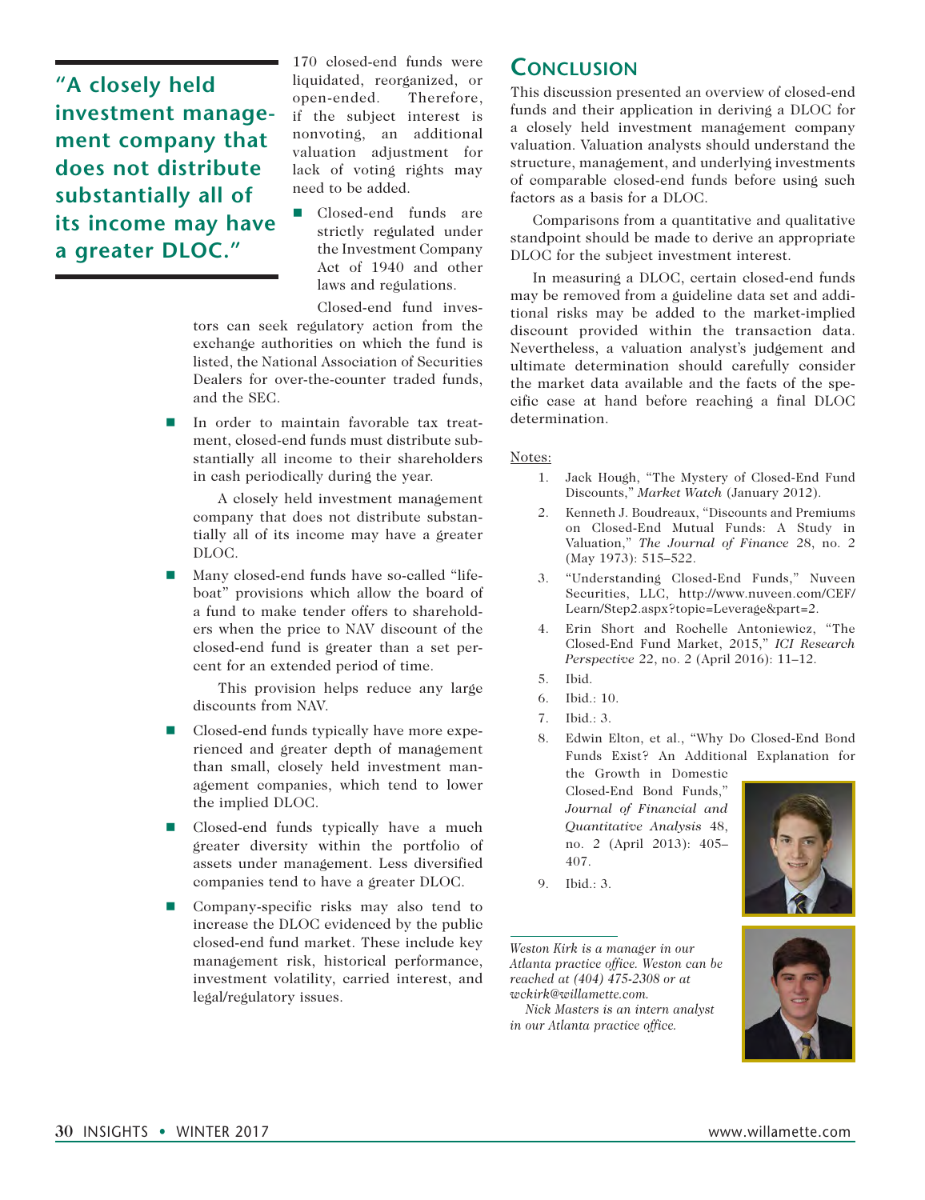> **"A closely held investment management company that does not distribute substantially all of its income may have a greater DLOC."**

170 closed-end funds were liquidated, reorganized, or open-ended. Therefore, if the subject interest is nonvoting, an additional valuation adjustment for lack of voting rights may need to be added.

- Closed-end funds are strictly regulated under the Investment Company Act of 1940 and other laws and regulations.

  Closed-end fund investors can seek regulatory action from the exchange authorities on which the fund is listed, the National Association of Securities Dealers for over-the-counter traded funds, and the SEC.

- In order to maintain favorable tax treatment, closed-end funds must distribute substantially all income to their shareholders in cash periodically during the year.

  A closely held investment management company that does not distribute substantially all of its income may have a greater DLOC.

- Many closed-end funds have so-called "lifeboat" provisions which allow the board of a fund to make tender offers to shareholders when the price to NAV discount of the closed-end fund is greater than a set percent for an extended period of time.

  This provision helps reduce any large discounts from NAV.

- Closed-end funds typically have more experienced and greater depth of management than small, closely held investment management companies, which tend to lower the implied DLOC.

- Closed-end funds typically have a much greater diversity within the portfolio of assets under management. Less diversified companies tend to have a greater DLOC.

- Company-specific risks may also tend to increase the DLOC evidenced by the public closed-end fund market. These include key management risk, historical performance, investment volatility, carried interest, and legal/regulatory issues.

## Conclusion

This discussion presented an overview of closed-end funds and their application in deriving a DLOC for a closely held investment management company valuation. Valuation analysts should understand the structure, management, and underlying investments of comparable closed-end funds before using such factors as a basis for a DLOC.

Comparisons from a quantitative and qualitative standpoint should be made to derive an appropriate DLOC for the subject investment interest.

In measuring a DLOC, certain closed-end funds may be removed from a guideline data set and additional risks may be added to the market-implied discount provided within the transaction data. Nevertheless, a valuation analyst's judgement and ultimate determination should carefully consider the market data available and the facts of the specific case at hand before reaching a final DLOC determination.

Notes:

1. Jack Hough, "The Mystery of Closed-End Fund Discounts," *Market Watch* (January 2012).
2. Kenneth J. Boudreaux, "Discounts and Premiums on Closed-End Mutual Funds: A Study in Valuation," *The Journal of Finance* 28, no. 2 (May 1973): 515–522.
3. "Understanding Closed-End Funds," Nuveen Securities, LLC, http://www.nuveen.com/CEF/Learn/Step2.aspx?topic=Leverage&part=2.
4. Erin Short and Rochelle Antoniewicz, "The Closed-End Fund Market, 2015," *ICI Research Perspective* 22, no. 2 (April 2016): 11–12.
5. Ibid.
6. Ibid.: 10.
7. Ibid.: 3.
8. Edwin Elton, et al., "Why Do Closed-End Bond Funds Exist? An Additional Explanation for the Growth in Domestic Closed-End Bond Funds," *Journal of Financial and Quantitative Analysis* 48, no. 2 (April 2013): 405–407.
9. Ibid.: 3.

*Weston Kirk is a manager in our Atlanta practice office. Weston can be reached at (404) 475-2308 or at wckirk@willamette.com.*

*Nick Masters is an intern analyst in our Atlanta practice office.*